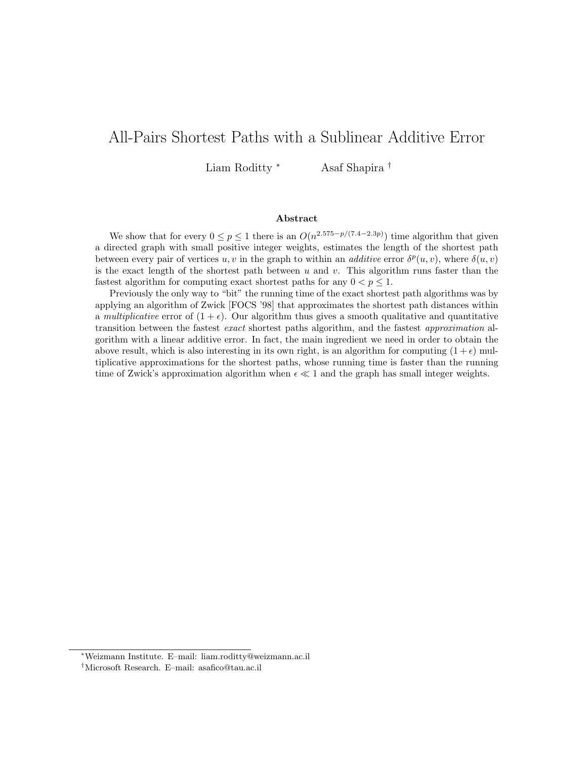# All-Pairs Shortest Paths with a Sublinear Additive Error

Liam Roditty [*] Asaf Shapira [†]

## Abstract

We show that for every $0 \leq p \leq 1$ there is an $O(n^{2.575-p/(7.4-2.3p)})$ time algorithm that given a directed graph with small positive integer weights, estimates the length of the shortest path between every pair of vertices $u, v$ in the graph to within an *additive* error $\delta^p(u, v)$, where $\delta(u, v)$ is the exact length of the shortest path between $u$ and $v$. This algorithm runs faster than the fastest algorithm for computing exact shortest paths for any $0 < p \leq 1$.

Previously the only way to "bit" the running time of the exact shortest path algorithms was by applying an algorithm of Zwick [FOCS '98] that approximates the shortest path distances within a *multiplicative* error of $(1 + \epsilon)$. Our algorithm thus gives a smooth qualitative and quantitative transition between the fastest *exact* shortest paths algorithm, and the fastest *approximation* algorithm with a linear additive error. In fact, the main ingredient we need in order to obtain the above result, which is also interesting in its own right, is an algorithm for computing $(1 + \epsilon)$ multiplicative approximations for the shortest paths, whose running time is faster than the running time of Zwick's approximation algorithm when $\epsilon \ll 1$ and the graph has small integer weights.

---

[*] Weizmann Institute. E–mail: liam.roditty@weizmann.ac.il

[†] Microsoft Research. E–mail: asafico@tau.ac.il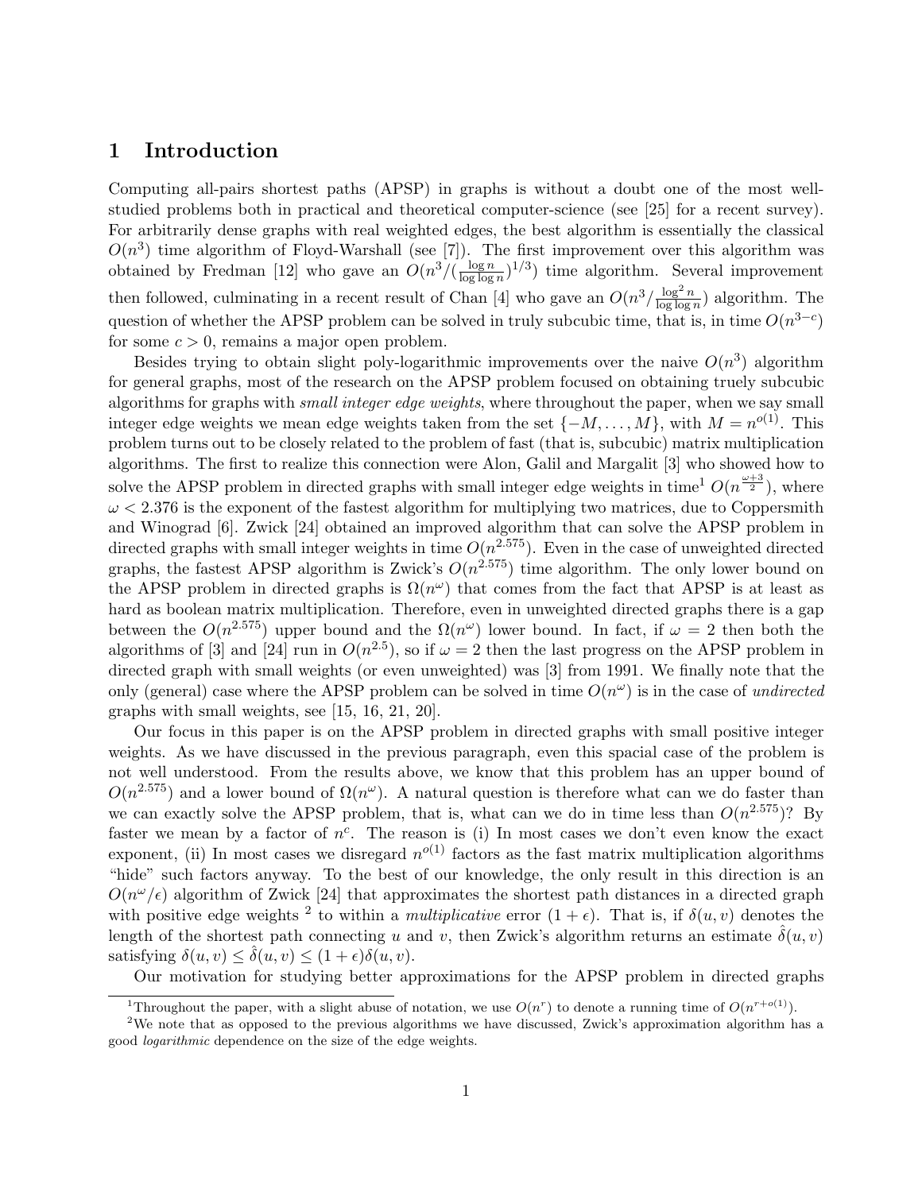# 1 Introduction

Computing all-pairs shortest paths (APSP) in graphs is without a doubt one of the most well-studied problems both in practical and theoretical computer-science (see [25] for a recent survey). For arbitrarily dense graphs with real weighted edges, the best algorithm is essentially the classical $O(n^3)$ time algorithm of Floyd-Warshall (see [7]). The first improvement over this algorithm was obtained by Fredman [12] who gave an $O(n^3/(\frac{\log n}{\log\log n})^{1/3})$ time algorithm. Several improvement then followed, culminating in a recent result of Chan [4] who gave an $O(n^3/\frac{\log^2 n}{\log\log n})$ algorithm. The question of whether the APSP problem can be solved in truly subcubic time, that is, in time $O(n^{3-c})$ for some $c > 0$, remains a major open problem.

Besides trying to obtain slight poly-logarithmic improvements over the naive $O(n^3)$ algorithm for general graphs, most of the research on the APSP problem focused on obtaining truely subcubic algorithms for graphs with *small integer edge weights*, where throughout the paper, when we say small integer edge weights we mean edge weights taken from the set $\{-M, \ldots, M\}$, with $M = n^{o(1)}$. This problem turns out to be closely related to the problem of fast (that is, subcubic) matrix multiplication algorithms. The first to realize this connection were Alon, Galil and Margalit [3] who showed how to solve the APSP problem in directed graphs with small integer edge weights in time[1] $O(n^{\frac{\omega+3}{2}})$, where $\omega < 2.376$ is the exponent of the fastest algorithm for multiplying two matrices, due to Coppersmith and Winograd [6]. Zwick [24] obtained an improved algorithm that can solve the APSP problem in directed graphs with small integer weights in time $O(n^{2.575})$. Even in the case of unweighted directed graphs, the fastest APSP algorithm is Zwick's $O(n^{2.575})$ time algorithm. The only lower bound on the APSP problem in directed graphs is $\Omega(n^\omega)$ that comes from the fact that APSP is at least as hard as boolean matrix multiplication. Therefore, even in unweighted directed graphs there is a gap between the $O(n^{2.575})$ upper bound and the $\Omega(n^\omega)$ lower bound. In fact, if $\omega = 2$ then both the algorithms of [3] and [24] run in $O(n^{2.5})$, so if $\omega = 2$ then the last progress on the APSP problem in directed graph with small weights (or even unweighted) was [3] from 1991. We finally note that the only (general) case where the APSP problem can be solved in time $O(n^\omega)$ is in the case of *undirected* graphs with small weights, see [15, 16, 21, 20].

Our focus in this paper is on the APSP problem in directed graphs with small positive integer weights. As we have discussed in the previous paragraph, even this spacial case of the problem is not well understood. From the results above, we know that this problem has an upper bound of $O(n^{2.575})$ and a lower bound of $\Omega(n^\omega)$. A natural question is therefore what can we do faster than we can exactly solve the APSP problem, that is, what can we do in time less than $O(n^{2.575})$? By faster we mean by a factor of $n^c$. The reason is (i) In most cases we don't even know the exact exponent, (ii) In most cases we disregard $n^{o(1)}$ factors as the fast matrix multiplication algorithms "hide" such factors anyway. To the best of our knowledge, the only result in this direction is an $O(n^\omega/\epsilon)$ algorithm of Zwick [24] that approximates the shortest path distances in a directed graph with positive edge weights [2] to within a *multiplicative* error $(1+\epsilon)$. That is, if $\delta(u, v)$ denotes the length of the shortest path connecting $u$ and $v$, then Zwick's algorithm returns an estimate $\hat{\delta}(u, v)$ satisfying $\delta(u, v) \le \hat{\delta}(u, v) \le (1+\epsilon)\delta(u, v)$.

Our motivation for studying better approximations for the APSP problem in directed graphs

[1] Throughout the paper, with a slight abuse of notation, we use $O(n^r)$ to denote a running time of $O(n^{r+o(1)})$.

[2] We note that as opposed to the previous algorithms we have discussed, Zwick's approximation algorithm has a good *logarithmic* dependence on the size of the edge weights.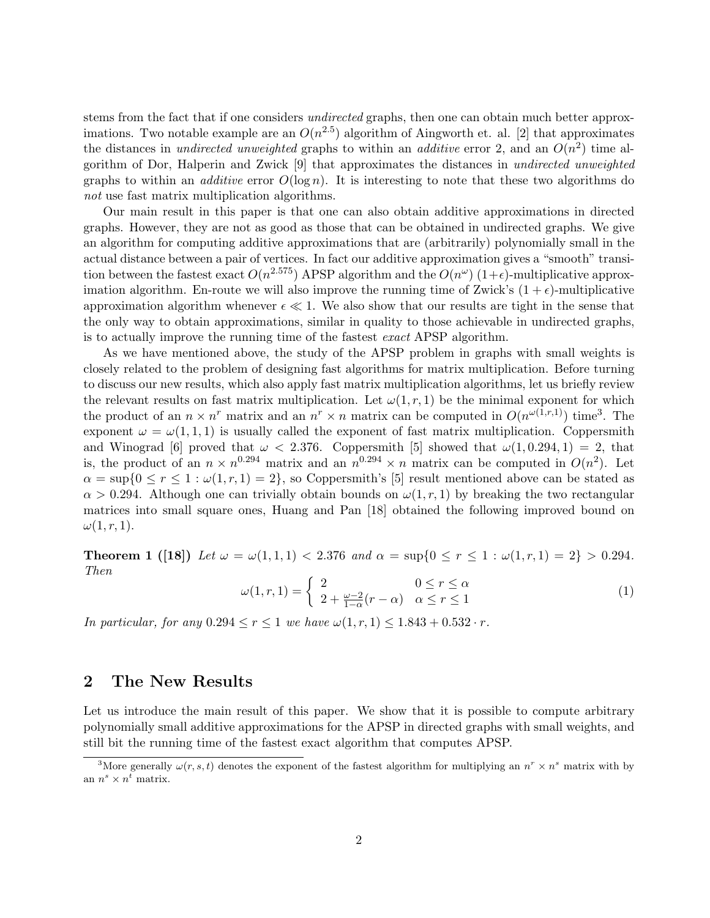stems from the fact that if one considers *undirected* graphs, then one can obtain much better approximations. Two notable example are an $O(n^{2.5})$ algorithm of Aingworth et. al. [2] that approximates the distances in *undirected unweighted* graphs to within an *additive* error 2, and an $O(n^2)$ time algorithm of Dor, Halperin and Zwick [9] that approximates the distances in *undirected unweighted* graphs to within an *additive* error $O(\log n)$. It is interesting to note that these two algorithms do *not* use fast matrix multiplication algorithms.

Our main result in this paper is that one can also obtain additive approximations in directed graphs. However, they are not as good as those that can be obtained in undirected graphs. We give an algorithm for computing additive approximations that are (arbitrarily) polynomially small in the actual distance between a pair of vertices. In fact our additive approximation gives a "smooth" transition between the fastest exact $O(n^{2.575})$ APSP algorithm and the $O(n^{\omega})$ $(1+\epsilon)$-multiplicative approximation algorithm. En-route we will also improve the running time of Zwick's $(1+\epsilon)$-multiplicative approximation algorithm whenever $\epsilon \ll 1$. We also show that our results are tight in the sense that the only way to obtain approximations, similar in quality to those achievable in undirected graphs, is to actually improve the running time of the fastest *exact* APSP algorithm.

As we have mentioned above, the study of the APSP problem in graphs with small weights is closely related to the problem of designing fast algorithms for matrix multiplication. Before turning to discuss our new results, which also apply fast matrix multiplication algorithms, let us briefly review the relevant results on fast matrix multiplication. Let $\omega(1, r, 1)$ be the minimal exponent for which the product of an $n \times n^r$ matrix and an $n^r \times n$ matrix can be computed in $O(n^{\omega(1,r,1)})$ time[3]. The exponent $\omega = \omega(1, 1, 1)$ is usually called the exponent of fast matrix multiplication. Coppersmith and Winograd [6] proved that $\omega < 2.376$. Coppersmith [5] showed that $\omega(1, 0.294, 1) = 2$, that is, the product of an $n \times n^{0.294}$ matrix and an $n^{0.294} \times n$ matrix can be computed in $O(n^2)$. Let $\alpha = \sup\{0 \le r \le 1 : \omega(1, r, 1) = 2\}$, so Coppersmith's [5] result mentioned above can be stated as $\alpha > 0.294$. Although one can trivially obtain bounds on $\omega(1, r, 1)$ by breaking the two rectangular matrices into small square ones, Huang and Pan [18] obtained the following improved bound on $\omega(1, r, 1)$.

**Theorem 1 ([18])** *Let* $\omega = \omega(1, 1, 1) < 2.376$ *and* $\alpha = \sup\{0 \le r \le 1 : \omega(1, r, 1) = 2\} > 0.294$. *Then*

$$\omega(1, r, 1) = \begin{cases} 2 & 0 \le r \le \alpha \\ 2 + \frac{\omega - 2}{1 - \alpha}(r - \alpha) & \alpha \le r \le 1 \end{cases} \tag{1}$$

*In particular, for any* $0.294 \le r \le 1$ *we have* $\omega(1, r, 1) \le 1.843 + 0.532 \cdot r$.

## 2 The New Results

Let us introduce the main result of this paper. We show that it is possible to compute arbitrary polynomially small additive approximations for the APSP in directed graphs with small weights, and still bit the running time of the fastest exact algorithm that computes APSP.

[3]More generally $\omega(r, s, t)$ denotes the exponent of the fastest algorithm for multiplying an $n^r \times n^s$ matrix with by an $n^s \times n^t$ matrix.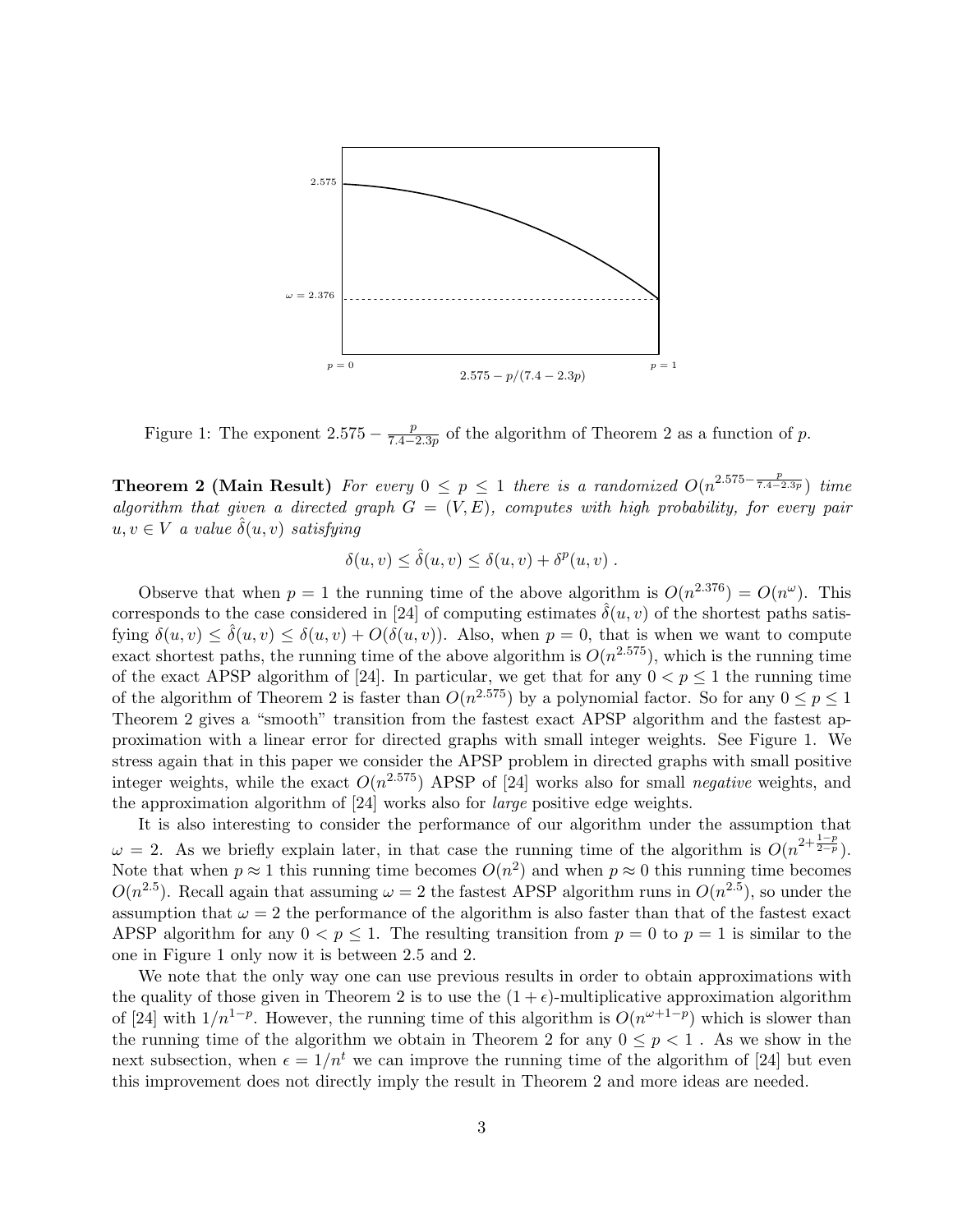Figure 1: The exponent $2.575 - \frac{p}{7.4-2.3p}$ of the algorithm of Theorem 2 as a function of $p$.

**Theorem 2 (Main Result)** *For every $0 \leq p \leq 1$ there is a randomized $O(n^{2.575-\frac{p}{7.4-2.3p}})$ time algorithm that given a directed graph $G = (V, E)$, computes with high probability, for every pair $u, v \in V$ a value $\hat{\delta}(u, v)$ satisfying*

$$\delta(u, v) \leq \hat{\delta}(u, v) \leq \delta(u, v) + \delta^p(u, v) .$$

Observe that when $p = 1$ the running time of the above algorithm is $O(n^{2.376}) = O(n^{\omega})$. This corresponds to the case considered in [24] of computing estimates $\hat{\delta}(u, v)$ of the shortest paths satisfying $\delta(u, v) \leq \hat{\delta}(u, v) \leq \delta(u, v) + O(\delta(u, v))$. Also, when $p = 0$, that is when we want to compute exact shortest paths, the running time of the above algorithm is $O(n^{2.575})$, which is the running time of the exact APSP algorithm of [24]. In particular, we get that for any $0 < p \leq 1$ the running time of the algorithm of Theorem 2 is faster than $O(n^{2.575})$ by a polynomial factor. So for any $0 \leq p \leq 1$ Theorem 2 gives a "smooth" transition from the fastest exact APSP algorithm and the fastest approximation with a linear error for directed graphs with small integer weights. See Figure 1. We stress again that in this paper we consider the APSP problem in directed graphs with small positive integer weights, while the exact $O(n^{2.575})$ APSP of [24] works also for small *negative* weights, and the approximation algorithm of [24] works also for *large* positive edge weights.

It is also interesting to consider the performance of our algorithm under the assumption that $\omega = 2$. As we briefly explain later, in that case the running time of the algorithm is $O(n^{2+\frac{1-p}{2-p}})$. Note that when $p \approx 1$ this running time becomes $O(n^2)$ and when $p \approx 0$ this running time becomes $O(n^{2.5})$. Recall again that assuming $\omega = 2$ the fastest APSP algorithm runs in $O(n^{2.5})$, so under the assumption that $\omega = 2$ the performance of the algorithm is also faster than that of the fastest exact APSP algorithm for any $0 < p \leq 1$. The resulting transition from $p = 0$ to $p = 1$ is similar to the one in Figure 1 only now it is between 2.5 and 2.

We note that the only way one can use previous results in order to obtain approximations with the quality of those given in Theorem 2 is to use the $(1 + \epsilon)$-multiplicative approximation algorithm of [24] with $1/n^{1-p}$. However, the running time of this algorithm is $O(n^{\omega+1-p})$ which is slower than the running time of the algorithm we obtain in Theorem 2 for any $0 \leq p < 1$. As we show in the next subsection, when $\epsilon = 1/n^t$ we can improve the running time of the algorithm of [24] but even this improvement does not directly imply the result in Theorem 2 and more ideas are needed.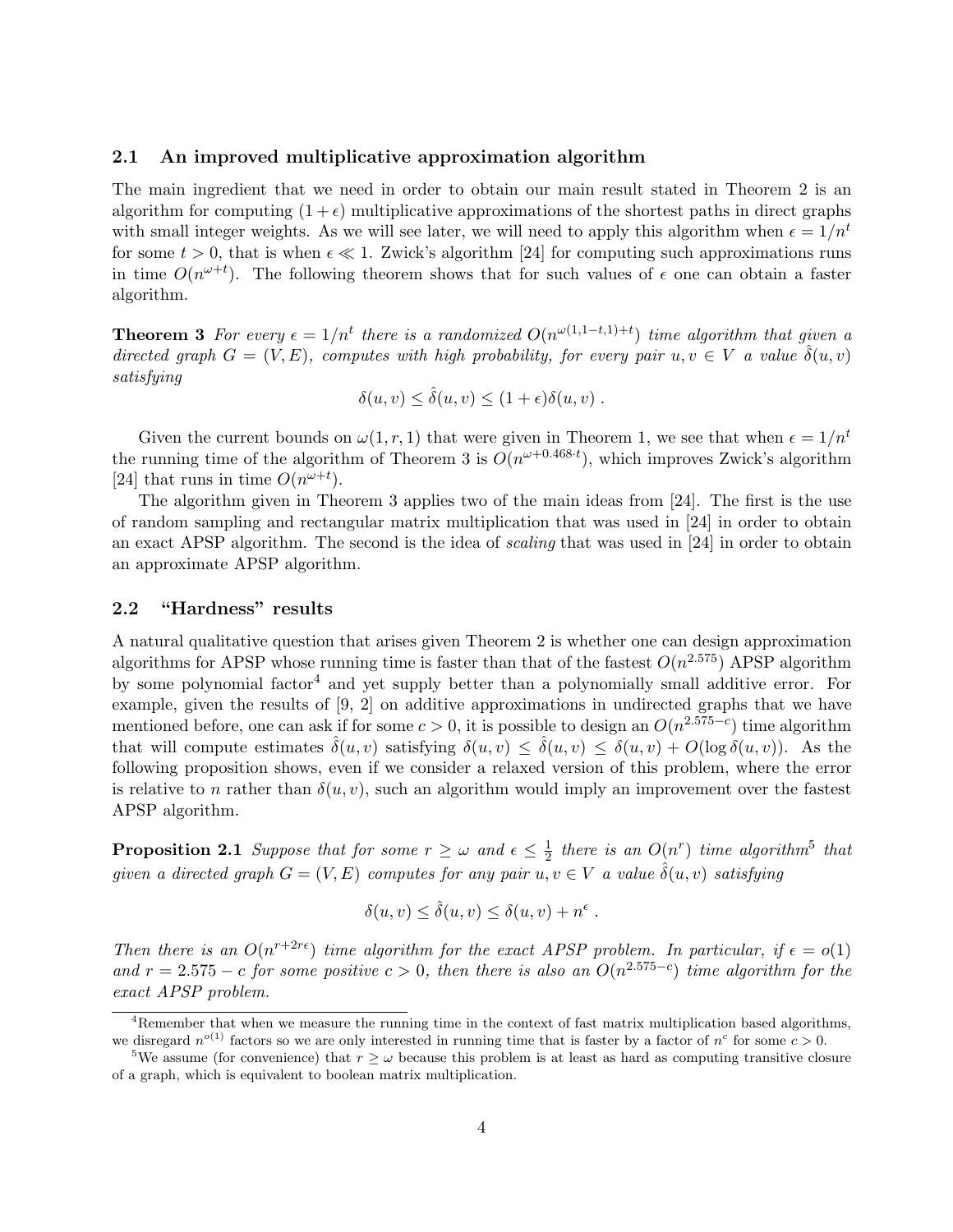### 2.1 An improved multiplicative approximation algorithm

The main ingredient that we need in order to obtain our main result stated in Theorem 2 is an algorithm for computing $(1+\epsilon)$ multiplicative approximations of the shortest paths in direct graphs with small integer weights. As we will see later, we will need to apply this algorithm when $\epsilon = 1/n^t$ for some $t > 0$, that is when $\epsilon \ll 1$. Zwick's algorithm [24] for computing such approximations runs in time $O(n^{\omega+t})$. The following theorem shows that for such values of $\epsilon$ one can obtain a faster algorithm.

**Theorem 3** *For every $\epsilon = 1/n^t$ there is a randomized $O(n^{\omega(1,1-t,1)+t})$ time algorithm that given a directed graph $G = (V, E)$, computes with high probability, for every pair $u, v \in V$ a value $\hat{\delta}(u, v)$ satisfying*

$$\delta(u, v) \leq \hat{\delta}(u, v) \leq (1 + \epsilon)\delta(u, v) \ .$$

Given the current bounds on $\omega(1, r, 1)$ that were given in Theorem 1, we see that when $\epsilon = 1/n^t$ the running time of the algorithm of Theorem 3 is $O(n^{\omega+0.468 \cdot t})$, which improves Zwick's algorithm [24] that runs in time $O(n^{\omega+t})$.

The algorithm given in Theorem 3 applies two of the main ideas from [24]. The first is the use of random sampling and rectangular matrix multiplication that was used in [24] in order to obtain an exact APSP algorithm. The second is the idea of *scaling* that was used in [24] in order to obtain an approximate APSP algorithm.

### 2.2 "Hardness" results

A natural qualitative question that arises given Theorem 2 is whether one can design approximation algorithms for APSP whose running time is faster than that of the fastest $O(n^{2.575})$ APSP algorithm by some polynomial factor[4] and yet supply better than a polynomially small additive error. For example, given the results of [9, 2] on additive approximations in undirected graphs that we have mentioned before, one can ask if for some $c > 0$, it is possible to design an $O(n^{2.575-c})$ time algorithm that will compute estimates $\hat{\delta}(u, v)$ satisfying $\delta(u, v) \leq \hat{\delta}(u, v) \leq \delta(u, v) + O(\log \delta(u, v))$. As the following proposition shows, even if we consider a relaxed version of this problem, where the error is relative to $n$ rather than $\delta(u, v)$, such an algorithm would imply an improvement over the fastest APSP algorithm.

**Proposition 2.1** *Suppose that for some $r \geq \omega$ and $\epsilon \leq \frac{1}{2}$ there is an $O(n^r)$ time algorithm[5] that given a directed graph $G = (V, E)$ computes for any pair $u, v \in V$ a value $\hat{\delta}(u, v)$ satisfying*

$$\delta(u, v) \leq \hat{\delta}(u, v) \leq \delta(u, v) + n^{\epsilon} \ .$$

*Then there is an $O(n^{r+2r\epsilon})$ time algorithm for the exact APSP problem. In particular, if $\epsilon = o(1)$ and $r = 2.575 - c$ for some positive $c > 0$, then there is also an $O(n^{2.575-c})$ time algorithm for the exact APSP problem.*

---

[4] Remember that when we measure the running time in the context of fast matrix multiplication based algorithms, we disregard $n^{o(1)}$ factors so we are only interested in running time that is faster by a factor of $n^c$ for some $c > 0$.

[5] We assume (for convenience) that $r \geq \omega$ because this problem is at least as hard as computing transitive closure of a graph, which is equivalent to boolean matrix multiplication.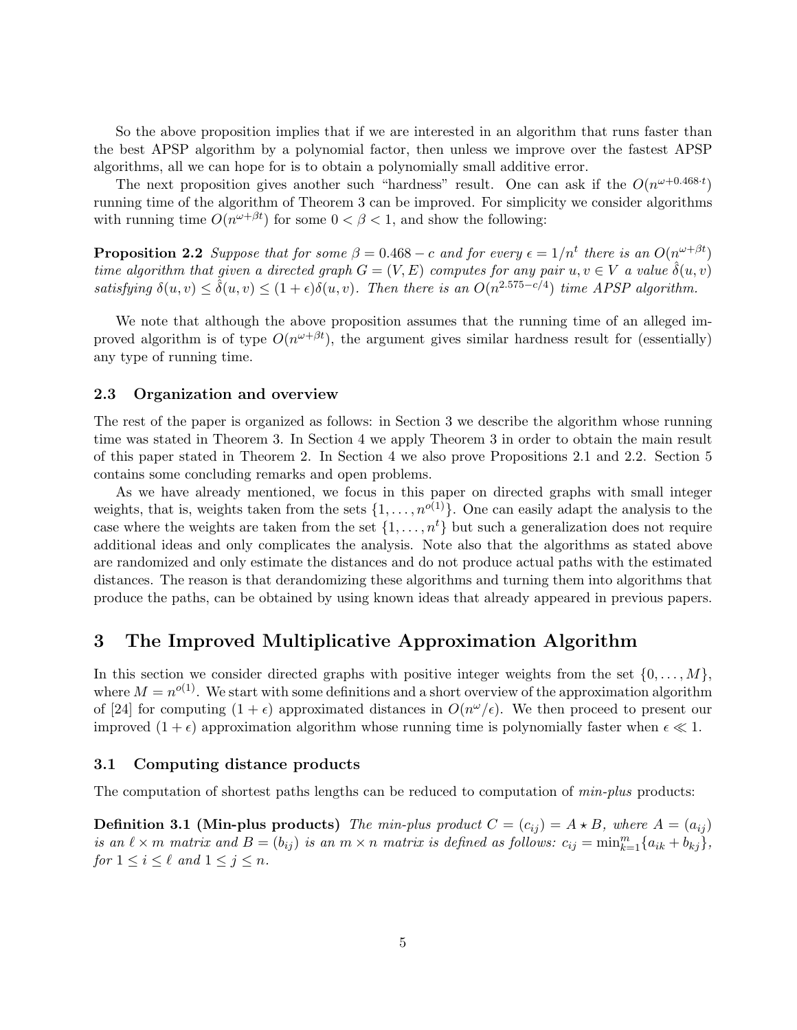So the above proposition implies that if we are interested in an algorithm that runs faster than the best APSP algorithm by a polynomial factor, then unless we improve over the fastest APSP algorithms, all we can hope for is to obtain a polynomially small additive error.

The next proposition gives another such "hardness" result. One can ask if the $O(n^{\omega+0.468 \cdot t})$ running time of the algorithm of Theorem 3 can be improved. For simplicity we consider algorithms with running time $O(n^{\omega+\beta t})$ for some $0 < \beta < 1$, and show the following:

**Proposition 2.2** *Suppose that for some $\beta = 0.468 - c$ and for every $\epsilon = 1/n^t$ there is an $O(n^{\omega+\beta t})$ time algorithm that given a directed graph $G = (V, E)$ computes for any pair $u, v \in V$ a value $\hat{\delta}(u, v)$ satisfying $\delta(u, v) \leq \hat{\delta}(u, v) \leq (1 + \epsilon)\delta(u, v)$. Then there is an $O(n^{2.575-c/4})$ time APSP algorithm.*

We note that although the above proposition assumes that the running time of an alleged improved algorithm is of type $O(n^{\omega+\beta t})$, the argument gives similar hardness result for (essentially) any type of running time.

### 2.3 Organization and overview

The rest of the paper is organized as follows: in Section 3 we describe the algorithm whose running time was stated in Theorem 3. In Section 4 we apply Theorem 3 in order to obtain the main result of this paper stated in Theorem 2. In Section 4 we also prove Propositions 2.1 and 2.2. Section 5 contains some concluding remarks and open problems.

As we have already mentioned, we focus in this paper on directed graphs with small integer weights, that is, weights taken from the sets $\{1, \ldots, n^{o(1)}\}$. One can easily adapt the analysis to the case where the weights are taken from the set $\{1, \ldots, n^t\}$ but such a generalization does not require additional ideas and only complicates the analysis. Note also that the algorithms as stated above are randomized and only estimate the distances and do not produce actual paths with the estimated distances. The reason is that derandomizing these algorithms and turning them into algorithms that produce the paths, can be obtained by using known ideas that already appeared in previous papers.

## 3 The Improved Multiplicative Approximation Algorithm

In this section we consider directed graphs with positive integer weights from the set $\{0, \ldots, M\}$, where $M = n^{o(1)}$. We start with some definitions and a short overview of the approximation algorithm of [24] for computing $(1 + \epsilon)$ approximated distances in $O(n^\omega/\epsilon)$. We then proceed to present our improved $(1 + \epsilon)$ approximation algorithm whose running time is polynomially faster when $\epsilon \ll 1$.

### 3.1 Computing distance products

The computation of shortest paths lengths can be reduced to computation of *min-plus* products:

**Definition 3.1 (Min-plus products)** *The min-plus product $C = (c_{ij}) = A \star B$, where $A = (a_{ij})$ is an $\ell \times m$ matrix and $B = (b_{ij})$ is an $m \times n$ matrix is defined as follows: $c_{ij} = \min_{k=1}^{m}\{a_{ik} + b_{kj}\}$, for $1 \leq i \leq \ell$ and $1 \leq j \leq n$.*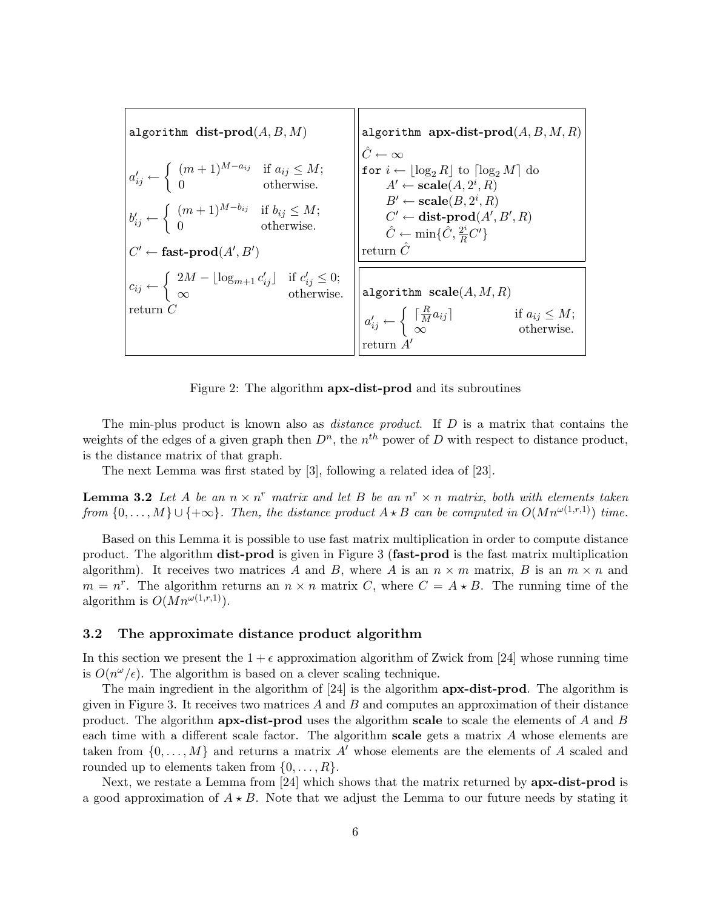```
algorithm dist-prod(A, B, M)

a'_ij ← { (m+1)^(M−a_ij)   if a_ij ≤ M;
        { 0                otherwise.

b'_ij ← { (m+1)^(M−b_ij)   if b_ij ≤ M;
        { 0                otherwise.

C' ← fast-prod(A', B')

c_ij ← { 2M − ⌊log_{m+1} c'_ij⌋   if c'_ij ≤ 0;
       { ∞                        otherwise.
return C
```

```
algorithm apx-dist-prod(A, B, M, R)
Ĉ ← ∞
for i ← ⌊log_2 R⌋ to ⌈log_2 M⌉ do
    A' ← scale(A, 2^i, R)
    B' ← scale(B, 2^i, R)
    C' ← dist-prod(A', B', R)
    Ĉ ← min{Ĉ, (2^i/R) C'}
return Ĉ
```

```
algorithm scale(A, M, R)
a'_ij ← { ⌈(R/M) a_ij⌉   if a_ij ≤ M;
        { ∞              otherwise.
return A'
```

Figure 2: The algorithm **apx-dist-prod** and its subroutines

The min-plus product is known also as *distance product*. If $D$ is a matrix that contains the weights of the edges of a given graph then $D^n$, the $n^{th}$ power of $D$ with respect to distance product, is the distance matrix of that graph.

The next Lemma was first stated by [3], following a related idea of [23].

**Lemma 3.2** *Let $A$ be an $n \times n^r$ matrix and let $B$ be an $n^r \times n$ matrix, both with elements taken from $\{0, \ldots, M\} \cup \{+\infty\}$. Then, the distance product $A \star B$ can be computed in $O(Mn^{\omega(1,r,1)})$ time.*

Based on this Lemma it is possible to use fast matrix multiplication in order to compute distance product. The algorithm **dist-prod** is given in Figure 3 (**fast-prod** is the fast matrix multiplication algorithm). It receives two matrices $A$ and $B$, where $A$ is an $n \times m$ matrix, $B$ is an $m \times n$ and $m = n^r$. The algorithm returns an $n \times n$ matrix $C$, where $C = A \star B$. The running time of the algorithm is $O(Mn^{\omega(1,r,1)})$.

### 3.2 The approximate distance product algorithm

In this section we present the $1 + \epsilon$ approximation algorithm of Zwick from [24] whose running time is $O(n^\omega/\epsilon)$. The algorithm is based on a clever scaling technique.

The main ingredient in the algorithm of [24] is the algorithm **apx-dist-prod**. The algorithm is given in Figure 3. It receives two matrices $A$ and $B$ and computes an approximation of their distance product. The algorithm **apx-dist-prod** uses the algorithm **scale** to scale the elements of $A$ and $B$ each time with a different scale factor. The algorithm **scale** gets a matrix $A$ whose elements are taken from $\{0, \ldots, M\}$ and returns a matrix $A'$ whose elements are the elements of $A$ scaled and rounded up to elements taken from $\{0, \ldots, R\}$.

Next, we restate a Lemma from [24] which shows that the matrix returned by **apx-dist-prod** is a good approximation of $A \star B$. Note that we adjust the Lemma to our future needs by stating it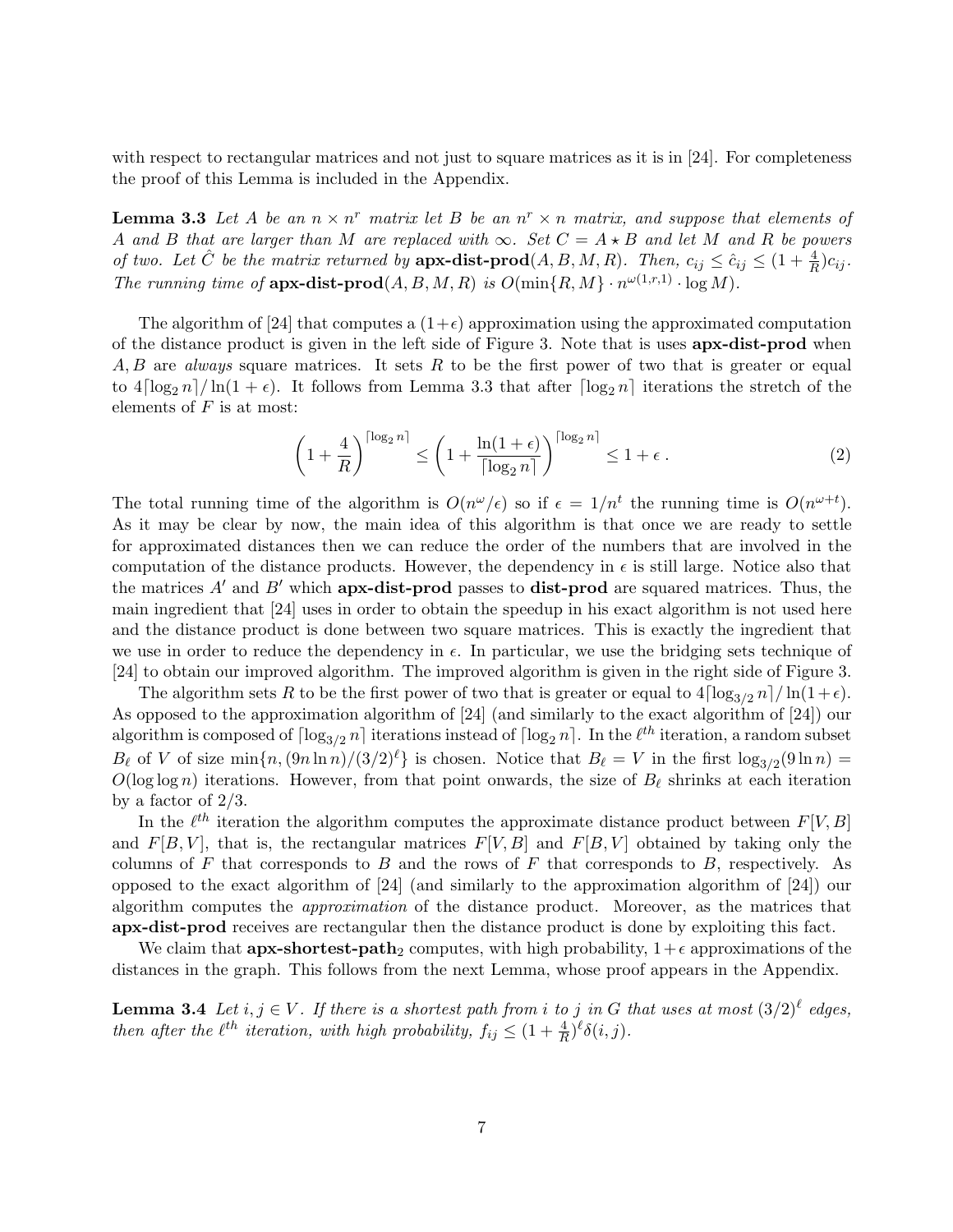with respect to rectangular matrices and not just to square matrices as it is in [24]. For completeness the proof of this Lemma is included in the Appendix.

**Lemma 3.3** *Let $A$ be an $n \times n^r$ matrix let $B$ be an $n^r \times n$ matrix, and suppose that elements of $A$ and $B$ that are larger than $M$ are replaced with $\infty$. Set $C = A \star B$ and let $M$ and $R$ be powers of two. Let $\hat{C}$ be the matrix returned by* **apx-dist-prod**$(A, B, M, R)$*. Then, $c_{ij} \leq \hat{c}_{ij} \leq (1 + \frac{4}{R})c_{ij}$. The running time of* **apx-dist-prod**$(A, B, M, R)$ *is $O(\min\{R, M\} \cdot n^{\omega(1,r,1)} \cdot \log M)$.*

The algorithm of [24] that computes a $(1+\epsilon)$ approximation using the approximated computation of the distance product is given in the left side of Figure 3. Note that is uses **apx-dist-prod** when $A, B$ are *always* square matrices. It sets $R$ to be the first power of two that is greater or equal to $4\lceil \log_2 n \rceil / \ln(1 + \epsilon)$. It follows from Lemma 3.3 that after $\lceil \log_2 n \rceil$ iterations the stretch of the elements of $F$ is at most:

$$\left(1 + \frac{4}{R}\right)^{\lceil \log_2 n \rceil} \leq \left(1 + \frac{\ln(1+\epsilon)}{\lceil \log_2 n \rceil}\right)^{\lceil \log_2 n \rceil} \leq 1 + \epsilon \, . \tag{2}$$

The total running time of the algorithm is $O(n^\omega/\epsilon)$ so if $\epsilon = 1/n^t$ the running time is $O(n^{\omega+t})$. As it may be clear by now, the main idea of this algorithm is that once we are ready to settle for approximated distances then we can reduce the order of the numbers that are involved in the computation of the distance products. However, the dependency in $\epsilon$ is still large. Notice also that the matrices $A'$ and $B'$ which **apx-dist-prod** passes to **dist-prod** are squared matrices. Thus, the main ingredient that [24] uses in order to obtain the speedup in his exact algorithm is not used here and the distance product is done between two square matrices. This is exactly the ingredient that we use in order to reduce the dependency in $\epsilon$. In particular, we use the bridging sets technique of [24] to obtain our improved algorithm. The improved algorithm is given in the right side of Figure 3.

The algorithm sets $R$ to be the first power of two that is greater or equal to $4\lceil \log_{3/2} n \rceil / \ln(1+\epsilon)$. As opposed to the approximation algorithm of [24] (and similarly to the exact algorithm of [24]) our algorithm is composed of $\lceil \log_{3/2} n \rceil$ iterations instead of $\lceil \log_2 n \rceil$. In the $\ell^{th}$ iteration, a random subset $B_\ell$ of $V$ of size $\min\{n, (9n \ln n)/(3/2)^\ell\}$ is chosen. Notice that $B_\ell = V$ in the first $\log_{3/2}(9 \ln n) = O(\log \log n)$ iterations. However, from that point onwards, the size of $B_\ell$ shrinks at each iteration by a factor of $2/3$.

In the $\ell^{th}$ iteration the algorithm computes the approximate distance product between $F[V, B]$ and $F[B, V]$, that is, the rectangular matrices $F[V, B]$ and $F[B, V]$ obtained by taking only the columns of $F$ that corresponds to $B$ and the rows of $F$ that corresponds to $B$, respectively. As opposed to the exact algorithm of [24] (and similarly to the approximation algorithm of [24]) our algorithm computes the *approximation* of the distance product. Moreover, as the matrices that **apx-dist-prod** receives are rectangular then the distance product is done by exploiting this fact.

We claim that **apx-shortest-path**$_2$ computes, with high probability, $1+\epsilon$ approximations of the distances in the graph. This follows from the next Lemma, whose proof appears in the Appendix.

**Lemma 3.4** *Let $i, j \in V$. If there is a shortest path from $i$ to $j$ in $G$ that uses at most $(3/2)^\ell$ edges, then after the $\ell^{th}$ iteration, with high probability, $f_{ij} \leq (1 + \frac{4}{R})^\ell \delta(i, j)$.*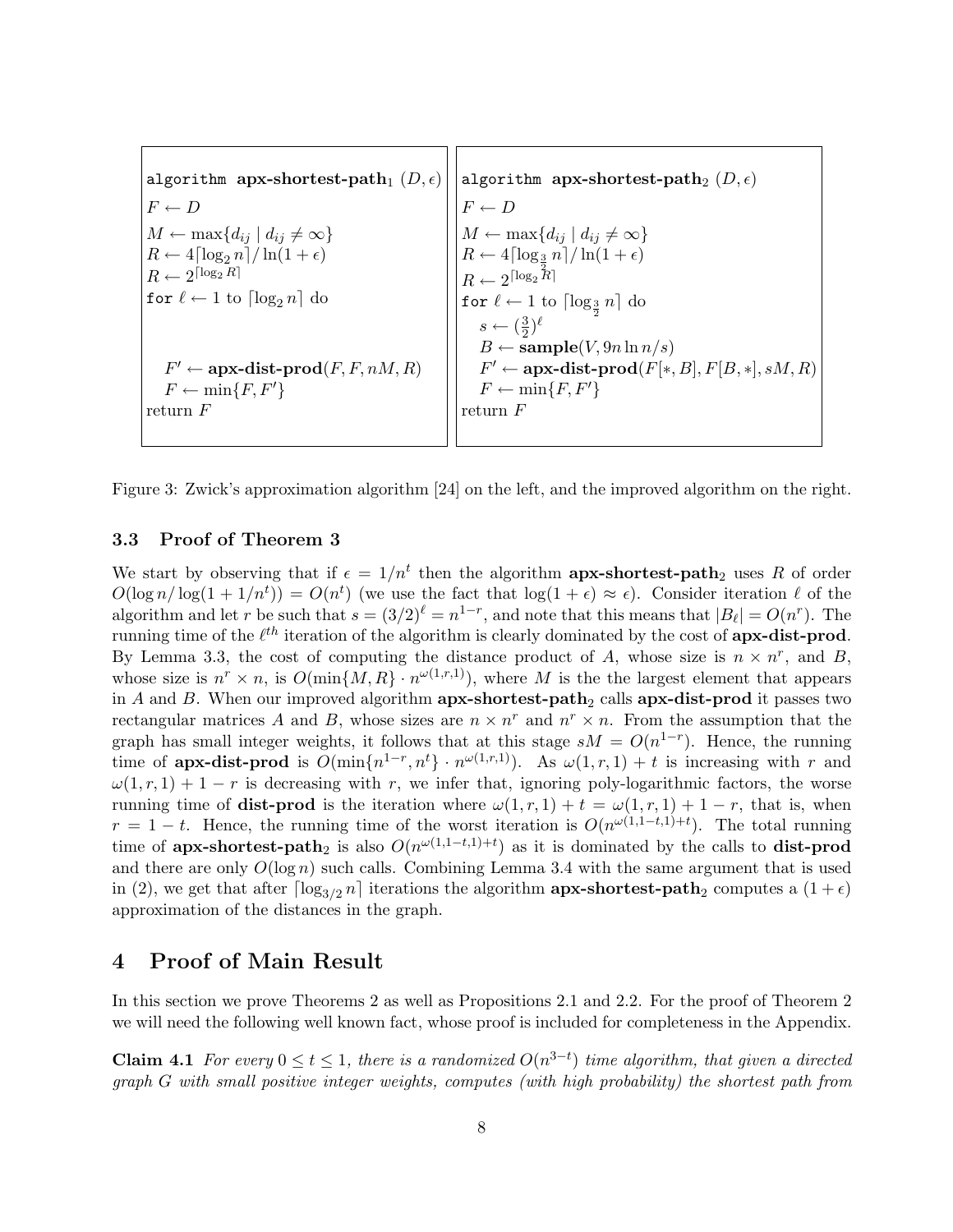```
algorithm apx-shortest-path_1 (D, ε)
F ← D
M ← max{d_ij | d_ij ≠ ∞}
R ← 4⌈log_2 n⌉/ln(1 + ε)
R ← 2^⌈log_2 R⌉
for ℓ ← 1 to ⌈log_2 n⌉ do



   F' ← apx-dist-prod(F, F, nM, R)
   F ← min{F, F'}
return F
```

```
algorithm apx-shortest-path_2 (D, ε)
F ← D
M ← max{d_ij | d_ij ≠ ∞}
R ← 4⌈log_{3/2} n⌉/ln(1 + ε)
R ← 2^⌈log_2 R⌉
for ℓ ← 1 to ⌈log_{3/2} n⌉ do
   s ← (3/2)^ℓ
   B ← sample(V, 9n ln n/s)
   F' ← apx-dist-prod(F[*, B], F[B, *], sM, R)
   F ← min{F, F'}
return F
```

Figure 3: Zwick's approximation algorithm [24] on the left, and the improved algorithm on the right.

### 3.3 Proof of Theorem 3

We start by observing that if $\epsilon = 1/n^t$ then the algorithm **apx-shortest-path**$_2$ uses $R$ of order $O(\log n/\log(1 + 1/n^t)) = O(n^t)$ (we use the fact that $\log(1 + \epsilon) \approx \epsilon$). Consider iteration $\ell$ of the algorithm and let $r$ be such that $s = (3/2)^\ell = n^{1-r}$, and note that this means that $|B_\ell| = O(n^r)$. The running time of the $\ell^{th}$ iteration of the algorithm is clearly dominated by the cost of **apx-dist-prod**. By Lemma 3.3, the cost of computing the distance product of $A$, whose size is $n \times n^r$, and $B$, whose size is $n^r \times n$, is $O(\min\{M, R\} \cdot n^{\omega(1,r,1)})$, where $M$ is the the largest element that appears in $A$ and $B$. When our improved algorithm **apx-shortest-path**$_2$ calls **apx-dist-prod** it passes two rectangular matrices $A$ and $B$, whose sizes are $n \times n^r$ and $n^r \times n$. From the assumption that the graph has small integer weights, it follows that at this stage $sM = O(n^{1-r})$. Hence, the running time of **apx-dist-prod** is $O(\min\{n^{1-r}, n^t\} \cdot n^{\omega(1,r,1)})$. As $\omega(1, r, 1) + t$ is increasing with $r$ and $\omega(1, r, 1) + 1 - r$ is decreasing with $r$, we infer that, ignoring poly-logarithmic factors, the worse running time of **dist-prod** is the iteration where $\omega(1, r, 1) + t = \omega(1, r, 1) + 1 - r$, that is, when $r = 1 - t$. Hence, the running time of the worst iteration is $O(n^{\omega(1,1-t,1)+t})$. The total running time of **apx-shortest-path**$_2$ is also $O(n^{\omega(1,1-t,1)+t})$ as it is dominated by the calls to **dist-prod** and there are only $O(\log n)$ such calls. Combining Lemma 3.4 with the same argument that is used in (2), we get that after $\lceil \log_{3/2} n \rceil$ iterations the algorithm **apx-shortest-path**$_2$ computes a $(1 + \epsilon)$ approximation of the distances in the graph.

## 4 Proof of Main Result

In this section we prove Theorems 2 as well as Propositions 2.1 and 2.2. For the proof of Theorem 2 we will need the following well known fact, whose proof is included for completeness in the Appendix.

**Claim 4.1** *For every $0 \leq t \leq 1$, there is a randomized $O(n^{3-t})$ time algorithm, that given a directed graph $G$ with small positive integer weights, computes (with high probability) the shortest path from*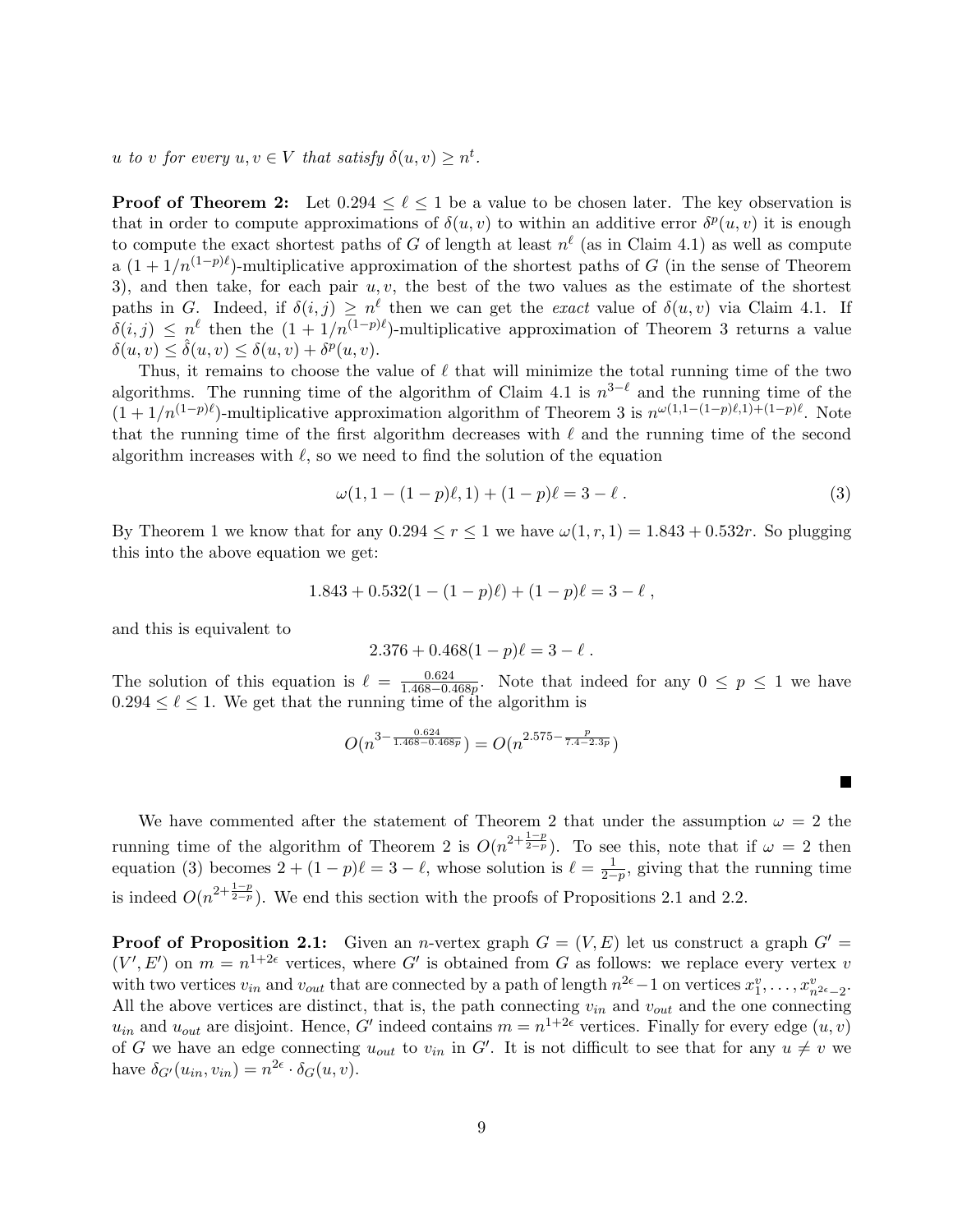*u to v for every $u, v \in V$ that satisfy $\delta(u,v) \geq n^t$.*

**Proof of Theorem 2:** Let $0.294 \leq \ell \leq 1$ be a value to be chosen later. The key observation is that in order to compute approximations of $\delta(u,v)$ to within an additive error $\delta^p(u,v)$ it is enough to compute the exact shortest paths of $G$ of length at least $n^\ell$ (as in Claim 4.1) as well as compute a $(1+1/n^{(1-p)\ell})$-multiplicative approximation of the shortest paths of $G$ (in the sense of Theorem 3), and then take, for each pair $u, v$, the best of the two values as the estimate of the shortest paths in $G$. Indeed, if $\delta(i,j) \geq n^\ell$ then we can get the *exact* value of $\delta(u,v)$ via Claim 4.1. If $\delta(i,j) \leq n^\ell$ then the $(1+1/n^{(1-p)\ell})$-multiplicative approximation of Theorem 3 returns a value $\delta(u,v) \leq \hat{\delta}(u,v) \leq \delta(u,v) + \delta^p(u,v)$.

Thus, it remains to choose the value of $\ell$ that will minimize the total running time of the two algorithms. The running time of the algorithm of Claim 4.1 is $n^{3-\ell}$ and the running time of the $(1+1/n^{(1-p)\ell})$-multiplicative approximation algorithm of Theorem 3 is $n^{\omega(1,1-(1-p)\ell,1)+(1-p)\ell}$. Note that the running time of the first algorithm decreases with $\ell$ and the running time of the second algorithm increases with $\ell$, so we need to find the solution of the equation

$$\omega(1, 1-(1-p)\ell, 1) + (1-p)\ell = 3 - \ell\ . \tag{3}$$

By Theorem 1 we know that for any $0.294 \leq r \leq 1$ we have $\omega(1,r,1) = 1.843 + 0.532r$. So plugging this into the above equation we get:

$$1.843 + 0.532(1-(1-p)\ell) + (1-p)\ell = 3 - \ell\ ,$$

and this is equivalent to

$$2.376 + 0.468(1-p)\ell = 3 - \ell\ .$$

The solution of this equation is $\ell = \frac{0.624}{1.468-0.468p}$. Note that indeed for any $0 \leq p \leq 1$ we have $0.294 \leq \ell \leq 1$. We get that the running time of the algorithm is

$$O(n^{3-\frac{0.624}{1.468-0.468p}}) = O(n^{2.575-\frac{p}{7.4-2.3p}})$$

■

We have commented after the statement of Theorem 2 that under the assumption $\omega = 2$ the running time of the algorithm of Theorem 2 is $O(n^{2+\frac{1-p}{2-p}})$. To see this, note that if $\omega = 2$ then equation (3) becomes $2 + (1-p)\ell = 3 - \ell$, whose solution is $\ell = \frac{1}{2-p}$, giving that the running time is indeed $O(n^{2+\frac{1-p}{2-p}})$. We end this section with the proofs of Propositions 2.1 and 2.2.

**Proof of Proposition 2.1:** Given an $n$-vertex graph $G = (V,E)$ let us construct a graph $G' = (V', E')$ on $m = n^{1+2\epsilon}$ vertices, where $G'$ is obtained from $G$ as follows: we replace every vertex $v$ with two vertices $v_{in}$ and $v_{out}$ that are connected by a path of length $n^{2\epsilon}-1$ on vertices $x_1^v, \ldots, x_{n^{2\epsilon}-2}^v$. All the above vertices are distinct, that is, the path connecting $v_{in}$ and $v_{out}$ and the one connecting $u_{in}$ and $u_{out}$ are disjoint. Hence, $G'$ indeed contains $m = n^{1+2\epsilon}$ vertices. Finally for every edge $(u,v)$ of $G$ we have an edge connecting $u_{out}$ to $v_{in}$ in $G'$. It is not difficult to see that for any $u \neq v$ we have $\delta_{G'}(u_{in}, v_{in}) = n^{2\epsilon} \cdot \delta_G(u,v)$.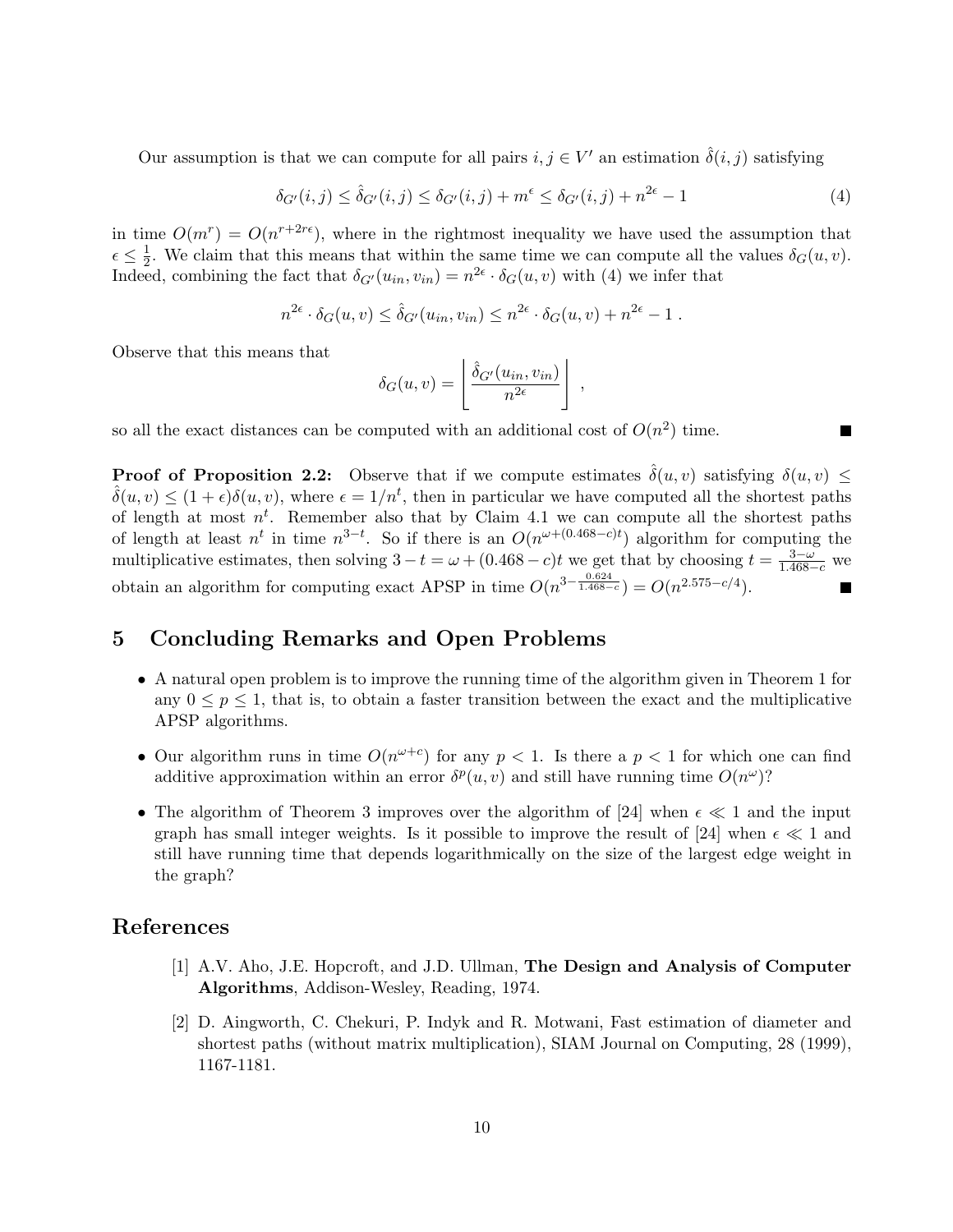Our assumption is that we can compute for all pairs $i, j \in V'$ an estimation $\hat{\delta}(i, j)$ satisfying

$$\delta_{G'}(i, j) \leq \hat{\delta}_{G'}(i, j) \leq \delta_{G'}(i, j) + m^{\epsilon} \leq \delta_{G'}(i, j) + n^{2\epsilon} - 1 \tag{4}$$

in time $O(m^r) = O(n^{r+2r\epsilon})$, where in the rightmost inequality we have used the assumption that $\epsilon \leq \frac{1}{2}$. We claim that this means that within the same time we can compute all the values $\delta_G(u, v)$. Indeed, combining the fact that $\delta_{G'}(u_{in}, v_{in}) = n^{2\epsilon} \cdot \delta_G(u, v)$ with (4) we infer that

$$n^{2\epsilon} \cdot \delta_G(u, v) \leq \hat{\delta}_{G'}(u_{in}, v_{in}) \leq n^{2\epsilon} \cdot \delta_G(u, v) + n^{2\epsilon} - 1 \ .$$

Observe that this means that

$$\delta_G(u, v) = \left\lfloor \frac{\hat{\delta}_{G'}(u_{in}, v_{in})}{n^{2\epsilon}} \right\rfloor \ ,$$

so all the exact distances can be computed with an additional cost of $O(n^2)$ time. ■

**Proof of Proposition 2.2:** Observe that if we compute estimates $\hat{\delta}(u, v)$ satisfying $\delta(u, v) \leq \hat{\delta}(u, v) \leq (1 + \epsilon)\delta(u, v)$, where $\epsilon = 1/n^t$, then in particular we have computed all the shortest paths of length at most $n^t$. Remember also that by Claim 4.1 we can compute all the shortest paths of length at least $n^t$ in time $n^{3-t}$. So if there is an $O(n^{\omega+(0.468-c)t})$ algorithm for computing the multiplicative estimates, then solving $3 - t = \omega + (0.468 - c)t$ we get that by choosing $t = \frac{3-\omega}{1.468-c}$ we obtain an algorithm for computing exact APSP in time $O(n^{3-\frac{0.624}{1.468-c}}) = O(n^{2.575-c/4})$. ■

## 5 Concluding Remarks and Open Problems

- A natural open problem is to improve the running time of the algorithm given in Theorem 1 for any $0 \leq p \leq 1$, that is, to obtain a faster transition between the exact and the multiplicative APSP algorithms.
- Our algorithm runs in time $O(n^{\omega+c})$ for any $p < 1$. Is there a $p < 1$ for which one can find additive approximation within an error $\delta^p(u, v)$ and still have running time $O(n^{\omega})$?
- The algorithm of Theorem 3 improves over the algorithm of [24] when $\epsilon \ll 1$ and the input graph has small integer weights. Is it possible to improve the result of [24] when $\epsilon \ll 1$ and still have running time that depends logarithmically on the size of the largest edge weight in the graph?

## References

[1] A.V. Aho, J.E. Hopcroft, and J.D. Ullman, **The Design and Analysis of Computer Algorithms**, Addison-Wesley, Reading, 1974.

[2] D. Aingworth, C. Chekuri, P. Indyk and R. Motwani, Fast estimation of diameter and shortest paths (without matrix multiplication), SIAM Journal on Computing, 28 (1999), 1167-1181.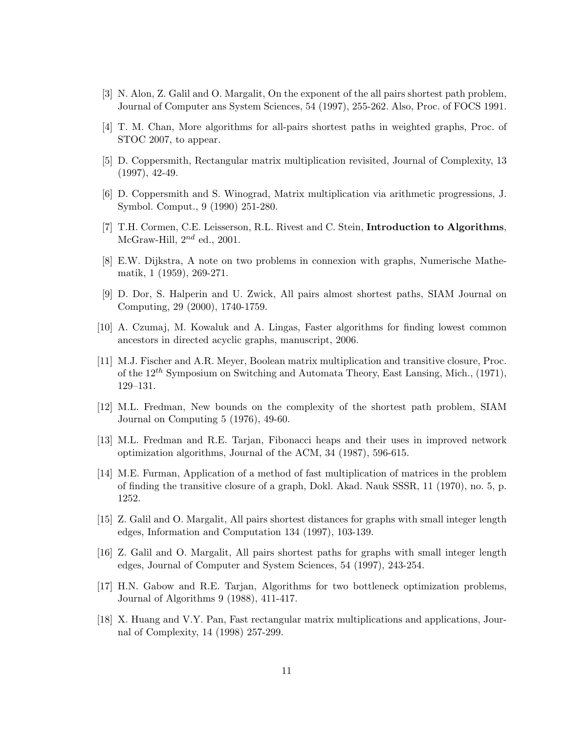[3] N. Alon, Z. Galil and O. Margalit, On the exponent of the all pairs shortest path problem, Journal of Computer ans System Sciences, 54 (1997), 255-262. Also, Proc. of FOCS 1991.

[4] T. M. Chan, More algorithms for all-pairs shortest paths in weighted graphs, Proc. of STOC 2007, to appear.

[5] D. Coppersmith, Rectangular matrix multiplication revisited, Journal of Complexity, 13 (1997), 42-49.

[6] D. Coppersmith and S. Winograd, Matrix multiplication via arithmetic progressions, J. Symbol. Comput., 9 (1990) 251-280.

[7] T.H. Cormen, C.E. Leisserson, R.L. Rivest and C. Stein, **Introduction to Algorithms**, McGraw-Hill, $2^{nd}$ ed., 2001.

[8] E.W. Dijkstra, A note on two problems in connexion with graphs, Numerische Mathematik, 1 (1959), 269-271.

[9] D. Dor, S. Halperin and U. Zwick, All pairs almost shortest paths, SIAM Journal on Computing, 29 (2000), 1740-1759.

[10] A. Czumaj, M. Kowaluk and A. Lingas, Faster algorithms for finding lowest common ancestors in directed acyclic graphs, manuscript, 2006.

[11] M.J. Fischer and A.R. Meyer, Boolean matrix multiplication and transitive closure, Proc. of the $12^{th}$ Symposium on Switching and Automata Theory, East Lansing, Mich., (1971), 129–131.

[12] M.L. Fredman, New bounds on the complexity of the shortest path problem, SIAM Journal on Computing 5 (1976), 49-60.

[13] M.L. Fredman and R.E. Tarjan, Fibonacci heaps and their uses in improved network optimization algorithms, Journal of the ACM, 34 (1987), 596-615.

[14] M.E. Furman, Application of a method of fast multiplication of matrices in the problem of finding the transitive closure of a graph, Dokl. Akad. Nauk SSSR, 11 (1970), no. 5, p. 1252.

[15] Z. Galil and O. Margalit, All pairs shortest distances for graphs with small integer length edges, Information and Computation 134 (1997), 103-139.

[16] Z. Galil and O. Margalit, All pairs shortest paths for graphs with small integer length edges, Journal of Computer and System Sciences, 54 (1997), 243-254.

[17] H.N. Gabow and R.E. Tarjan, Algorithms for two bottleneck optimization problems, Journal of Algorithms 9 (1988), 411-417.

[18] X. Huang and V.Y. Pan, Fast rectangular matrix multiplications and applications, Journal of Complexity, 14 (1998) 257-299.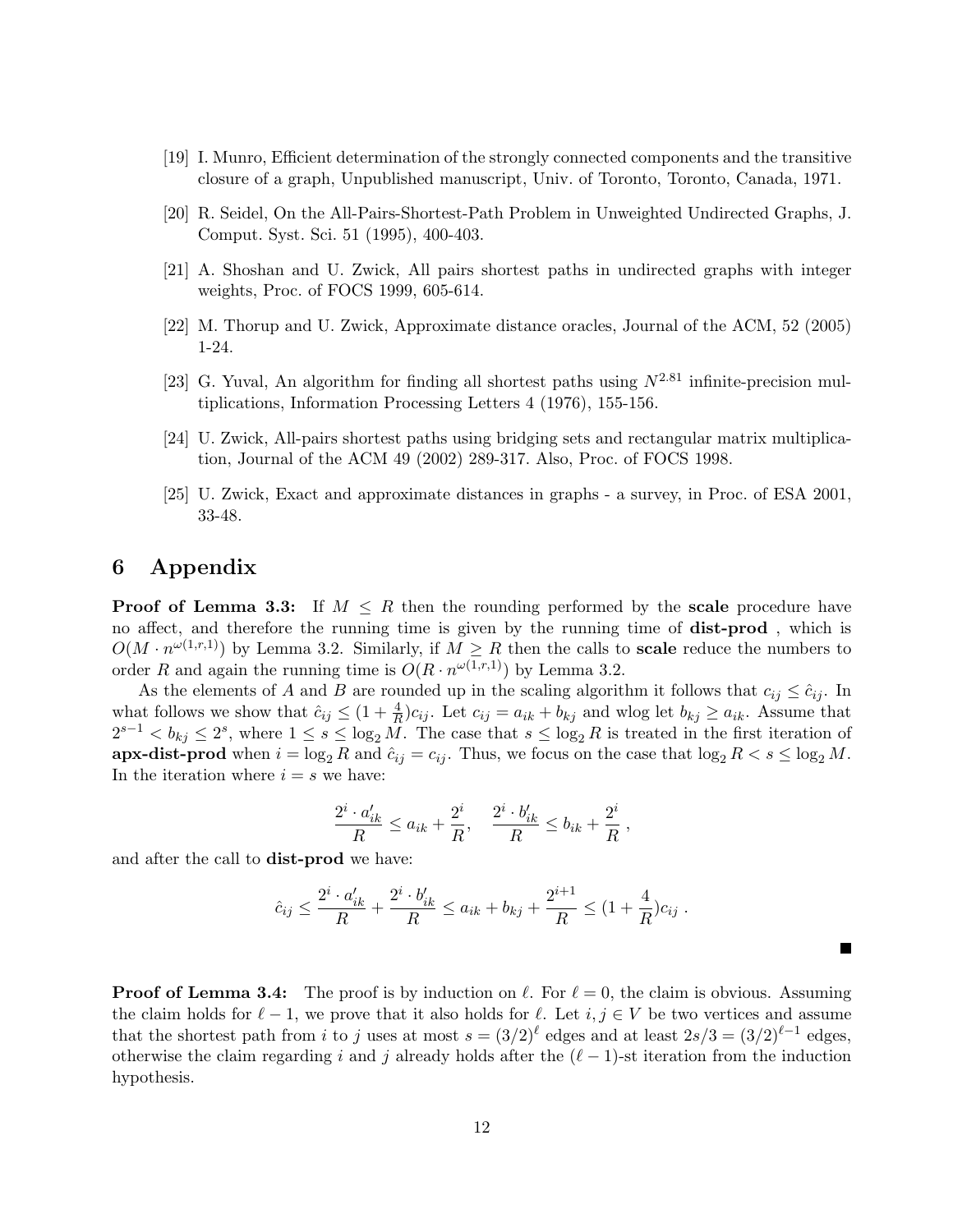[19] I. Munro, Efficient determination of the strongly connected components and the transitive closure of a graph, Unpublished manuscript, Univ. of Toronto, Toronto, Canada, 1971.

[20] R. Seidel, On the All-Pairs-Shortest-Path Problem in Unweighted Undirected Graphs, J. Comput. Syst. Sci. 51 (1995), 400-403.

[21] A. Shoshan and U. Zwick, All pairs shortest paths in undirected graphs with integer weights, Proc. of FOCS 1999, 605-614.

[22] M. Thorup and U. Zwick, Approximate distance oracles, Journal of the ACM, 52 (2005) 1-24.

[23] G. Yuval, An algorithm for finding all shortest paths using $N^{2.81}$ infinite-precision multiplications, Information Processing Letters 4 (1976), 155-156.

[24] U. Zwick, All-pairs shortest paths using bridging sets and rectangular matrix multiplication, Journal of the ACM 49 (2002) 289-317. Also, Proc. of FOCS 1998.

[25] U. Zwick, Exact and approximate distances in graphs - a survey, in Proc. of ESA 2001, 33-48.

# 6 Appendix

**Proof of Lemma 3.3:** If $M \leq R$ then the rounding performed by the **scale** procedure have no affect, and therefore the running time is given by the running time of **dist-prod** , which is $O(M \cdot n^{\omega(1,r,1)})$ by Lemma 3.2. Similarly, if $M \geq R$ then the calls to **scale** reduce the numbers to order $R$ and again the running time is $O(R \cdot n^{\omega(1,r,1)})$ by Lemma 3.2.

As the elements of $A$ and $B$ are rounded up in the scaling algorithm it follows that $c_{ij} \leq \hat{c}_{ij}$. In what follows we show that $\hat{c}_{ij} \leq (1 + \frac{4}{R})c_{ij}$. Let $c_{ij} = a_{ik} + b_{kj}$ and wlog let $b_{kj} \geq a_{ik}$. Assume that $2^{s-1} < b_{kj} \leq 2^s$, where $1 \leq s \leq \log_2 M$. The case that $s \leq \log_2 R$ is treated in the first iteration of **apx-dist-prod** when $i = \log_2 R$ and $\hat{c}_{ij} = c_{ij}$. Thus, we focus on the case that $\log_2 R < s \leq \log_2 M$. In the iteration where $i = s$ we have:

$$\frac{2^i \cdot a'_{ik}}{R} \leq a_{ik} + \frac{2^i}{R}, \quad \frac{2^i \cdot b'_{ik}}{R} \leq b_{ik} + \frac{2^i}{R} \ ,$$

and after the call to **dist-prod** we have:

$$\hat{c}_{ij} \leq \frac{2^i \cdot a'_{ik}}{R} + \frac{2^i \cdot b'_{ik}}{R} \leq a_{ik} + b_{kj} + \frac{2^{i+1}}{R} \leq (1 + \frac{4}{R})c_{ij} \ .$$

■

**Proof of Lemma 3.4:** The proof is by induction on $\ell$. For $\ell = 0$, the claim is obvious. Assuming the claim holds for $\ell - 1$, we prove that it also holds for $\ell$. Let $i, j \in V$ be two vertices and assume that the shortest path from $i$ to $j$ uses at most $s = (3/2)^\ell$ edges and at least $2s/3 = (3/2)^{\ell-1}$ edges, otherwise the claim regarding $i$ and $j$ already holds after the $(\ell - 1)$-st iteration from the induction hypothesis.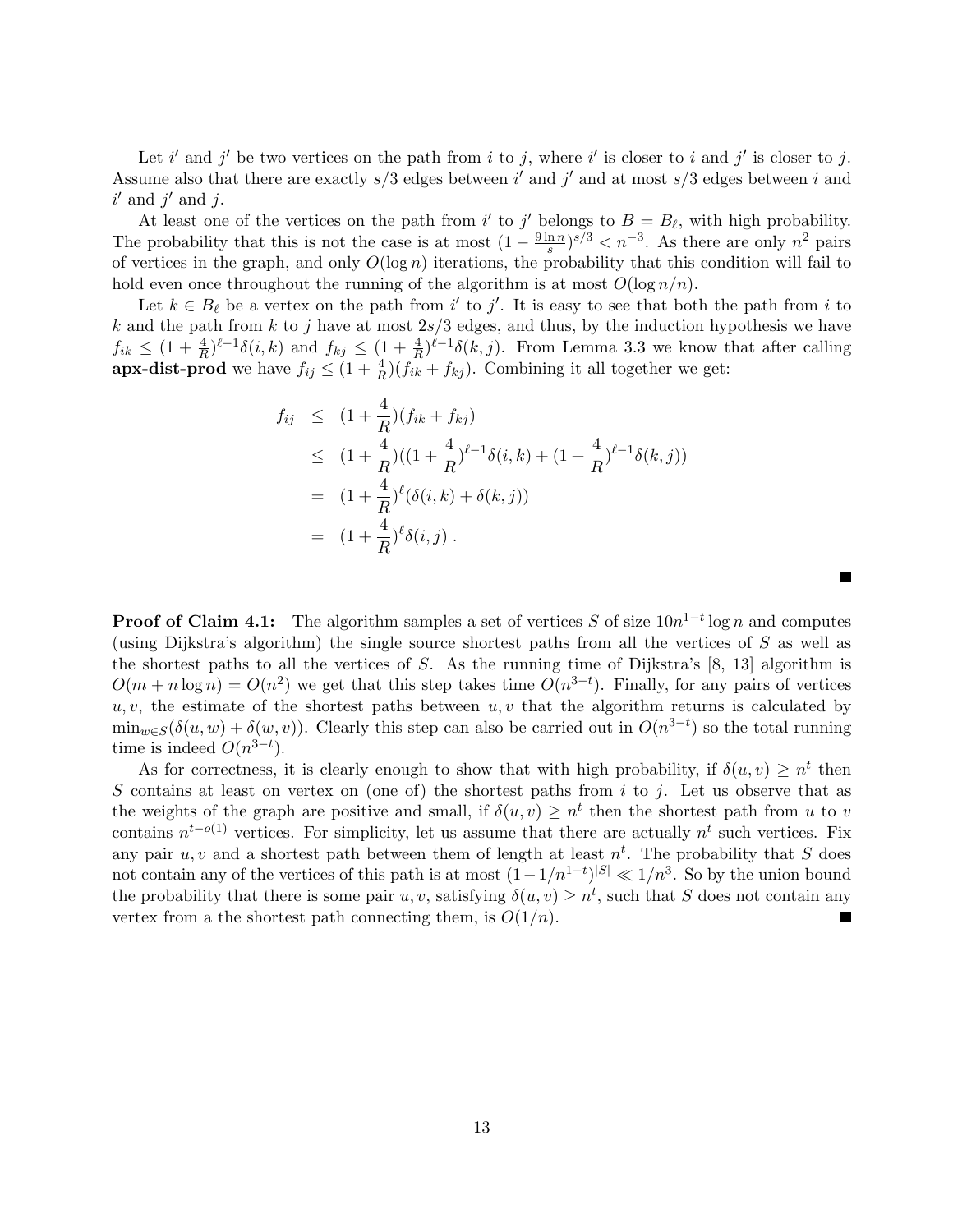Let $i'$ and $j'$ be two vertices on the path from $i$ to $j$, where $i'$ is closer to $i$ and $j'$ is closer to $j$. Assume also that there are exactly $s/3$ edges between $i'$ and $j'$ and at most $s/3$ edges between $i$ and $i'$ and $j'$ and $j$.

At least one of the vertices on the path from $i'$ to $j'$ belongs to $B = B_\ell$, with high probability. The probability that this is not the case is at most $(1 - \frac{9 \ln n}{s})^{s/3} < n^{-3}$. As there are only $n^2$ pairs of vertices in the graph, and only $O(\log n)$ iterations, the probability that this condition will fail to hold even once throughout the running of the algorithm is at most $O(\log n/n)$.

Let $k \in B_\ell$ be a vertex on the path from $i'$ to $j'$. It is easy to see that both the path from $i$ to $k$ and the path from $k$ to $j$ have at most $2s/3$ edges, and thus, by the induction hypothesis we have $f_{ik} \leq (1 + \frac{4}{R})^{\ell-1}\delta(i,k)$ and $f_{kj} \leq (1 + \frac{4}{R})^{\ell-1}\delta(k,j)$. From Lemma 3.3 we know that after calling **apx-dist-prod** we have $f_{ij} \leq (1 + \frac{4}{R})(f_{ik} + f_{kj})$. Combining it all together we get:

$$
\begin{aligned}
f_{ij} &\leq (1 + \frac{4}{R})(f_{ik} + f_{kj}) \\
&\leq (1 + \frac{4}{R})((1 + \frac{4}{R})^{\ell-1}\delta(i,k) + (1 + \frac{4}{R})^{\ell-1}\delta(k,j)) \\
&= (1 + \frac{4}{R})^{\ell}(\delta(i,k) + \delta(k,j)) \\
&= (1 + \frac{4}{R})^{\ell}\delta(i,j) \; .
\end{aligned}
$$

■

**Proof of Claim 4.1:** The algorithm samples a set of vertices $S$ of size $10n^{1-t}\log n$ and computes (using Dijkstra's algorithm) the single source shortest paths from all the vertices of $S$ as well as the shortest paths to all the vertices of $S$. As the running time of Dijkstra's [8, 13] algorithm is $O(m + n \log n) = O(n^2)$ we get that this step takes time $O(n^{3-t})$. Finally, for any pairs of vertices $u, v$, the estimate of the shortest paths between $u, v$ that the algorithm returns is calculated by $\min_{w \in S}(\delta(u,w) + \delta(w,v))$. Clearly this step can also be carried out in $O(n^{3-t})$ so the total running time is indeed $O(n^{3-t})$.

As for correctness, it is clearly enough to show that with high probability, if $\delta(u,v) \geq n^t$ then $S$ contains at least on vertex on (one of) the shortest paths from $i$ to $j$. Let us observe that as the weights of the graph are positive and small, if $\delta(u,v) \geq n^t$ then the shortest path from $u$ to $v$ contains $n^{t-o(1)}$ vertices. For simplicity, let us assume that there are actually $n^t$ such vertices. Fix any pair $u, v$ and a shortest path between them of length at least $n^t$. The probability that $S$ does not contain any of the vertices of this path is at most $(1 - 1/n^{1-t})^{|S|} \ll 1/n^3$. So by the union bound the probability that there is some pair $u, v$, satisfying $\delta(u,v) \geq n^t$, such that $S$ does not contain any vertex from a the shortest path connecting them, is $O(1/n)$. ■